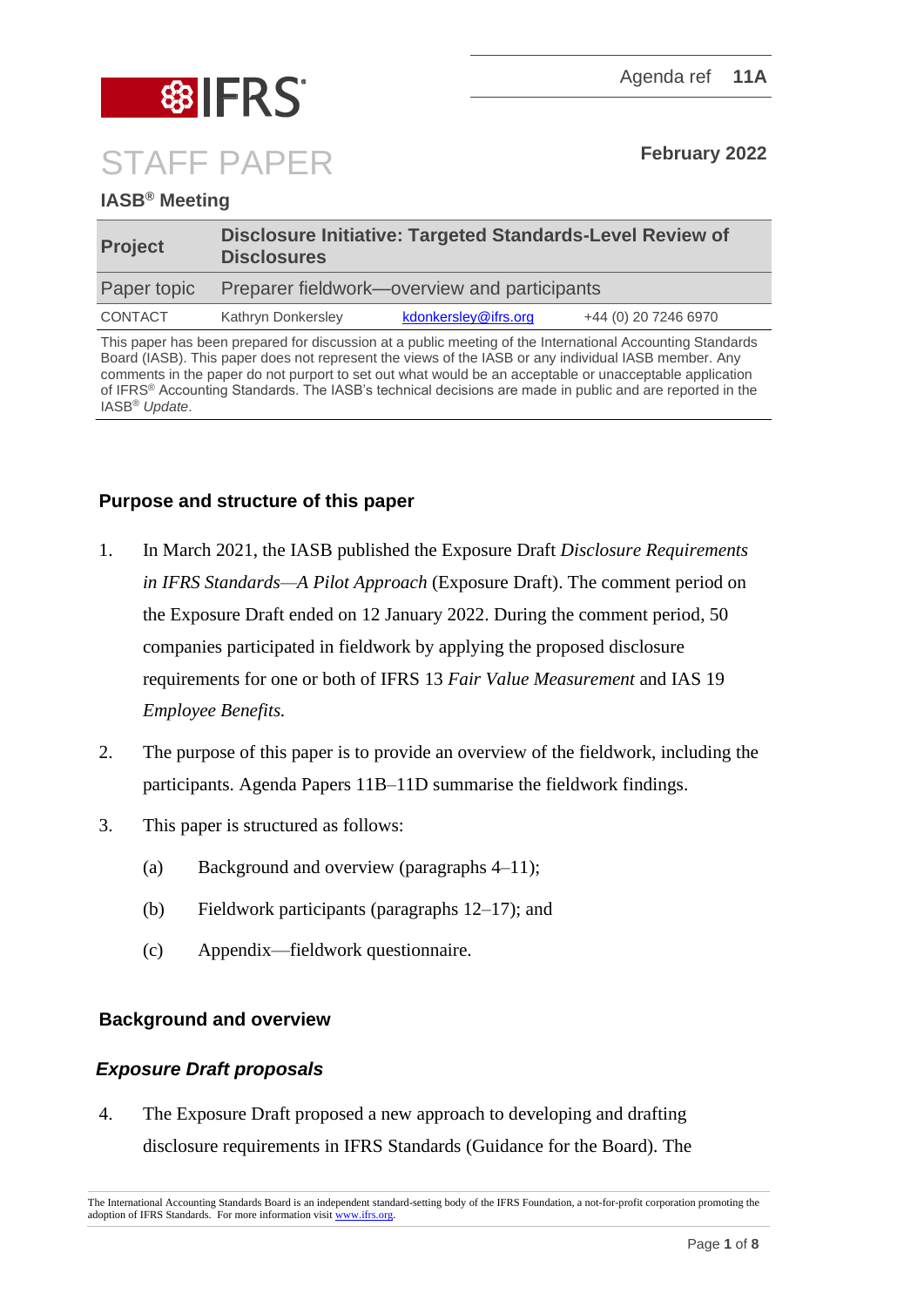Agenda ref **11A**

# STAFF PAPER

**February 2022**

**IASB® Meeting**

| **Project** | **Disclosure Initiative: Targeted Standards-Level Review of Disclosures** | | |
|---|---|---|---|
| Paper topic | Preparer fieldwork—overview and participants | | |
| CONTACT | Kathryn Donkersley | kdonkersley@ifrs.org | +44 (0) 20 7246 6970 |

This paper has been prepared for discussion at a public meeting of the International Accounting Standards Board (IASB). This paper does not represent the views of the IASB or any individual IASB member. Any comments in the paper do not purport to set out what would be an acceptable or unacceptable application of IFRS® Accounting Standards. The IASB's technical decisions are made in public and are reported in the IASB® *Update*.

## Purpose and structure of this paper

1. In March 2021, the IASB published the Exposure Draft *Disclosure Requirements in IFRS Standards—A Pilot Approach* (Exposure Draft). The comment period on the Exposure Draft ended on 12 January 2022. During the comment period, 50 companies participated in fieldwork by applying the proposed disclosure requirements for one or both of IFRS 13 *Fair Value Measurement* and IAS 19 *Employee Benefits.*

2. The purpose of this paper is to provide an overview of the fieldwork, including the participants. Agenda Papers 11B–11D summarise the fieldwork findings.

3. This paper is structured as follows:

   (a) Background and overview (paragraphs 4–11);

   (b) Fieldwork participants (paragraphs 12–17); and

   (c) Appendix—fieldwork questionnaire.

## Background and overview

### *Exposure Draft proposals*

4. The Exposure Draft proposed a new approach to developing and drafting disclosure requirements in IFRS Standards (Guidance for the Board). The

The International Accounting Standards Board is an independent standard-setting body of the IFRS Foundation, a not-for-profit corporation promoting the adoption of IFRS Standards. For more information visit www.ifrs.org.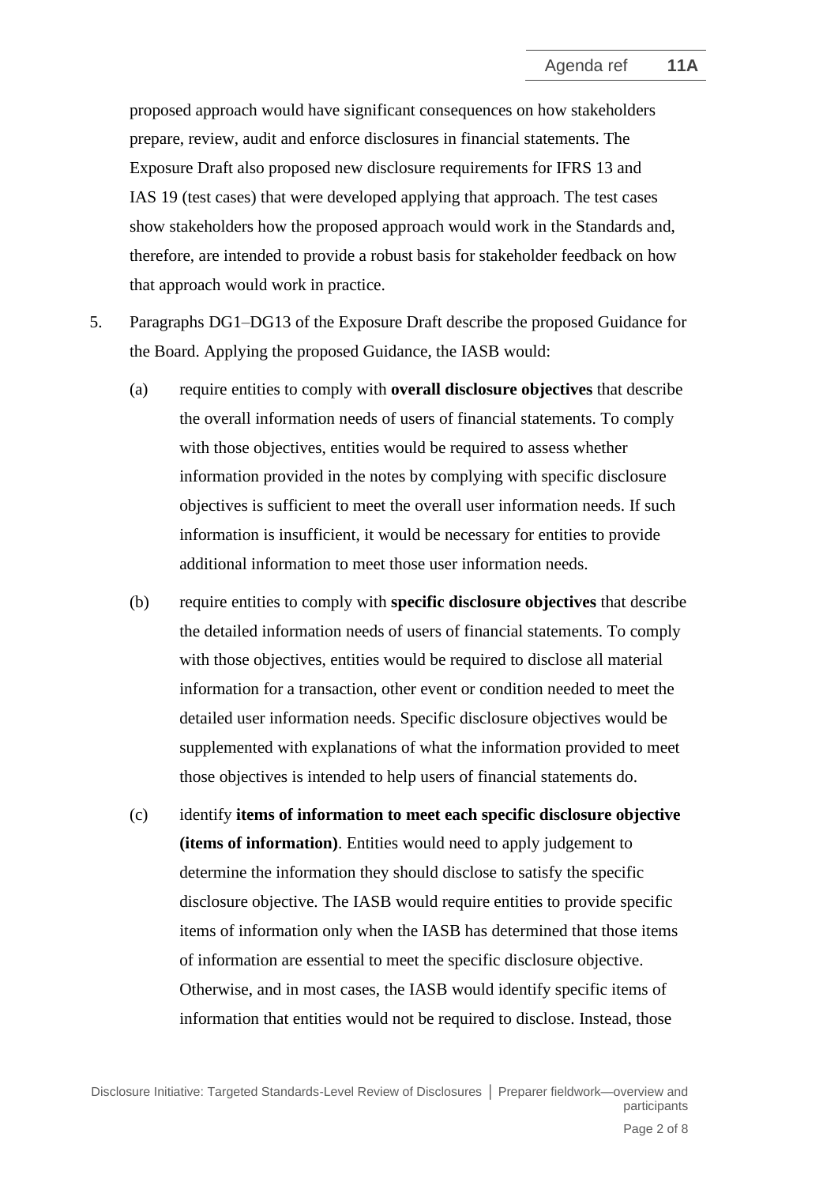proposed approach would have significant consequences on how stakeholders prepare, review, audit and enforce disclosures in financial statements. The Exposure Draft also proposed new disclosure requirements for IFRS 13 and IAS 19 (test cases) that were developed applying that approach. The test cases show stakeholders how the proposed approach would work in the Standards and, therefore, are intended to provide a robust basis for stakeholder feedback on how that approach would work in practice.

5. Paragraphs DG1–DG13 of the Exposure Draft describe the proposed Guidance for the Board. Applying the proposed Guidance, the IASB would:

   (a) require entities to comply with **overall disclosure objectives** that describe the overall information needs of users of financial statements. To comply with those objectives, entities would be required to assess whether information provided in the notes by complying with specific disclosure objectives is sufficient to meet the overall user information needs. If such information is insufficient, it would be necessary for entities to provide additional information to meet those user information needs.

   (b) require entities to comply with **specific disclosure objectives** that describe the detailed information needs of users of financial statements. To comply with those objectives, entities would be required to disclose all material information for a transaction, other event or condition needed to meet the detailed user information needs. Specific disclosure objectives would be supplemented with explanations of what the information provided to meet those objectives is intended to help users of financial statements do.

   (c) identify **items of information to meet each specific disclosure objective (items of information)**. Entities would need to apply judgement to determine the information they should disclose to satisfy the specific disclosure objective. The IASB would require entities to provide specific items of information only when the IASB has determined that those items of information are essential to meet the specific disclosure objective. Otherwise, and in most cases, the IASB would identify specific items of information that entities would not be required to disclose. Instead, those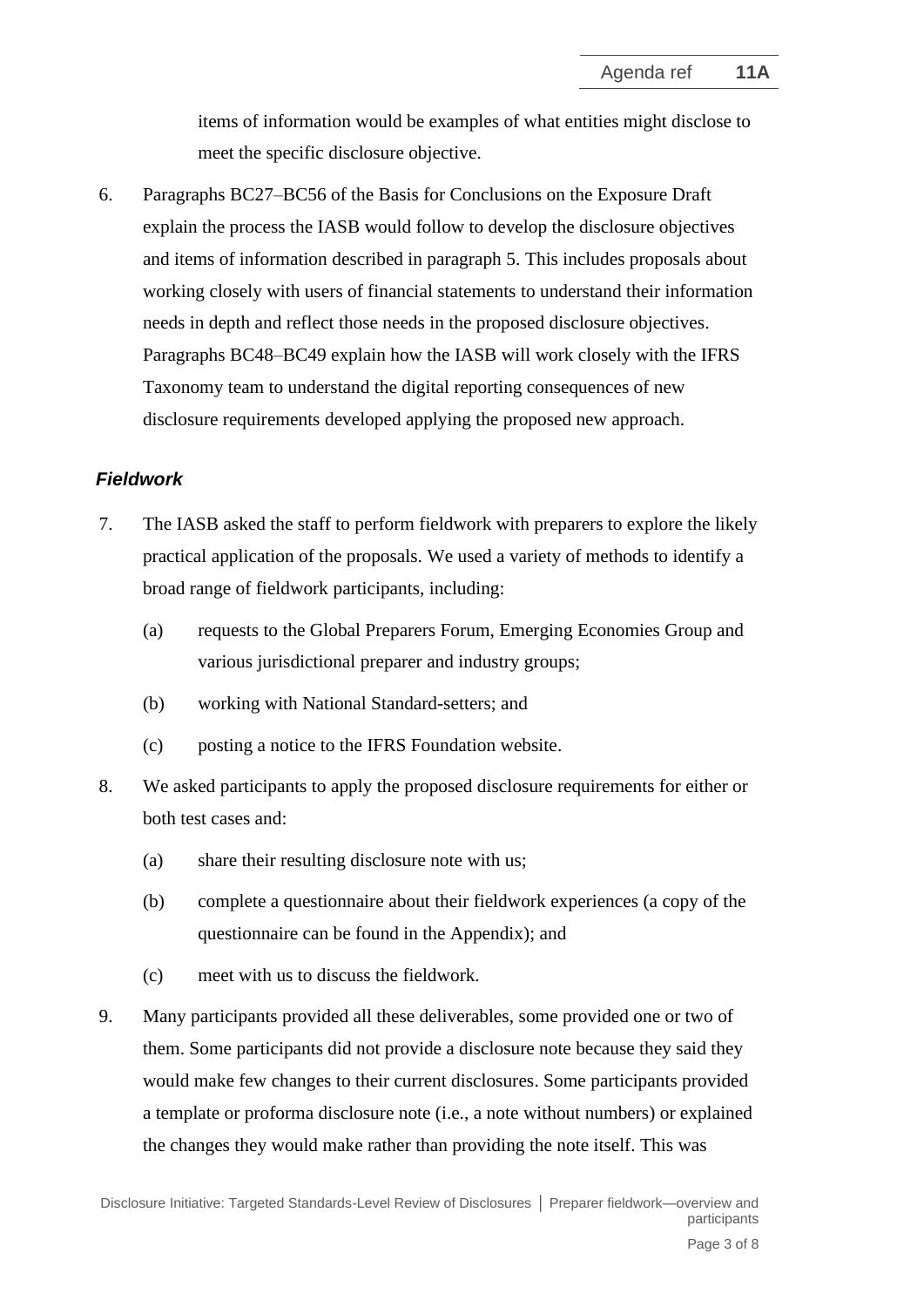items of information would be examples of what entities might disclose to meet the specific disclosure objective.

6. Paragraphs BC27–BC56 of the Basis for Conclusions on the Exposure Draft explain the process the IASB would follow to develop the disclosure objectives and items of information described in paragraph 5. This includes proposals about working closely with users of financial statements to understand their information needs in depth and reflect those needs in the proposed disclosure objectives. Paragraphs BC48–BC49 explain how the IASB will work closely with the IFRS Taxonomy team to understand the digital reporting consequences of new disclosure requirements developed applying the proposed new approach.

### *Fieldwork*

7. The IASB asked the staff to perform fieldwork with preparers to explore the likely practical application of the proposals. We used a variety of methods to identify a broad range of fieldwork participants, including:

   (a) requests to the Global Preparers Forum, Emerging Economies Group and various jurisdictional preparer and industry groups;

   (b) working with National Standard-setters; and

   (c) posting a notice to the IFRS Foundation website.

8. We asked participants to apply the proposed disclosure requirements for either or both test cases and:

   (a) share their resulting disclosure note with us;

   (b) complete a questionnaire about their fieldwork experiences (a copy of the questionnaire can be found in the Appendix); and

   (c) meet with us to discuss the fieldwork.

9. Many participants provided all these deliverables, some provided one or two of them. Some participants did not provide a disclosure note because they said they would make few changes to their current disclosures. Some participants provided a template or proforma disclosure note (i.e., a note without numbers) or explained the changes they would make rather than providing the note itself. This was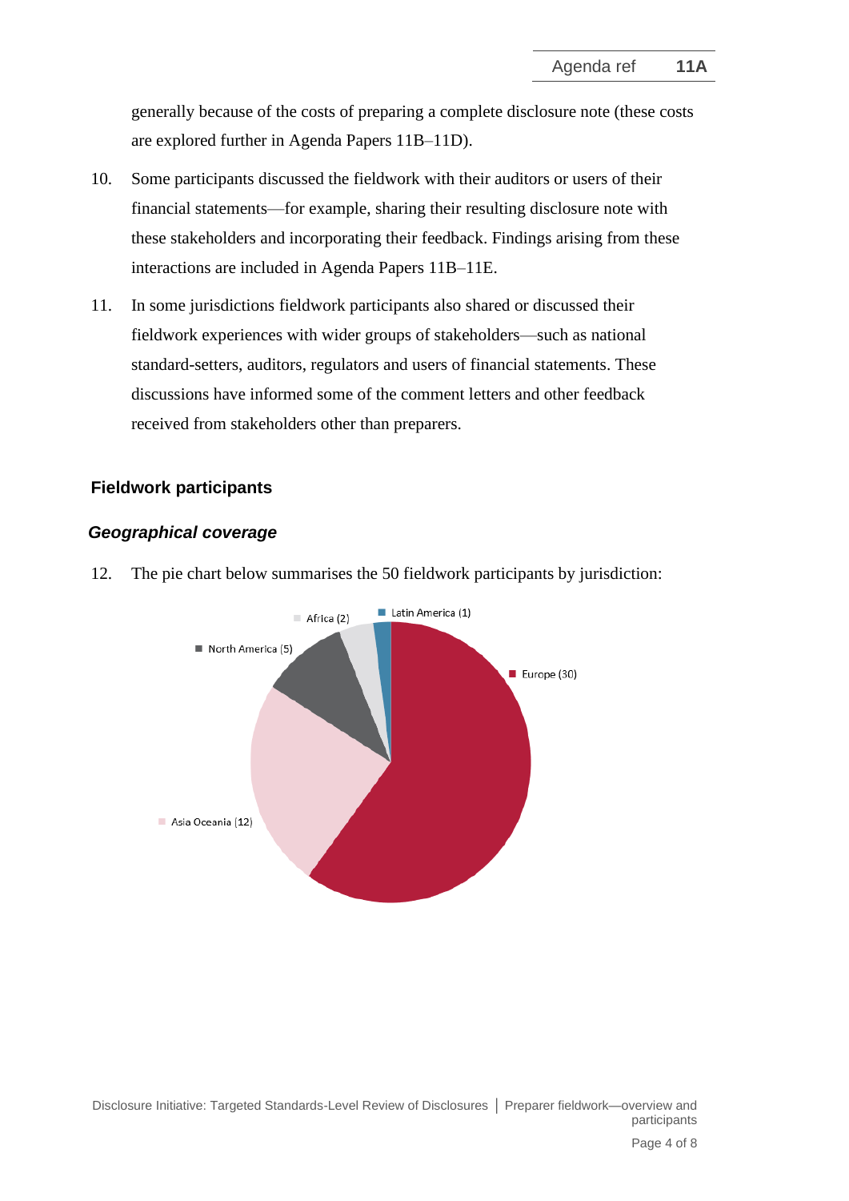generally because of the costs of preparing a complete disclosure note (these costs are explored further in Agenda Papers 11B–11D).

10. Some participants discussed the fieldwork with their auditors or users of their financial statements—for example, sharing their resulting disclosure note with these stakeholders and incorporating their feedback. Findings arising from these interactions are included in Agenda Papers 11B–11E.

11. In some jurisdictions fieldwork participants also shared or discussed their fieldwork experiences with wider groups of stakeholders—such as national standard-setters, auditors, regulators and users of financial statements. These discussions have informed some of the comment letters and other feedback received from stakeholders other than preparers.

## Fieldwork participants

### *Geographical coverage*

12. The pie chart below summarises the 50 fieldwork participants by jurisdiction:

Africa (2)
Latin America (1)
North America (5)
Europe (30)
Asia Oceania (12)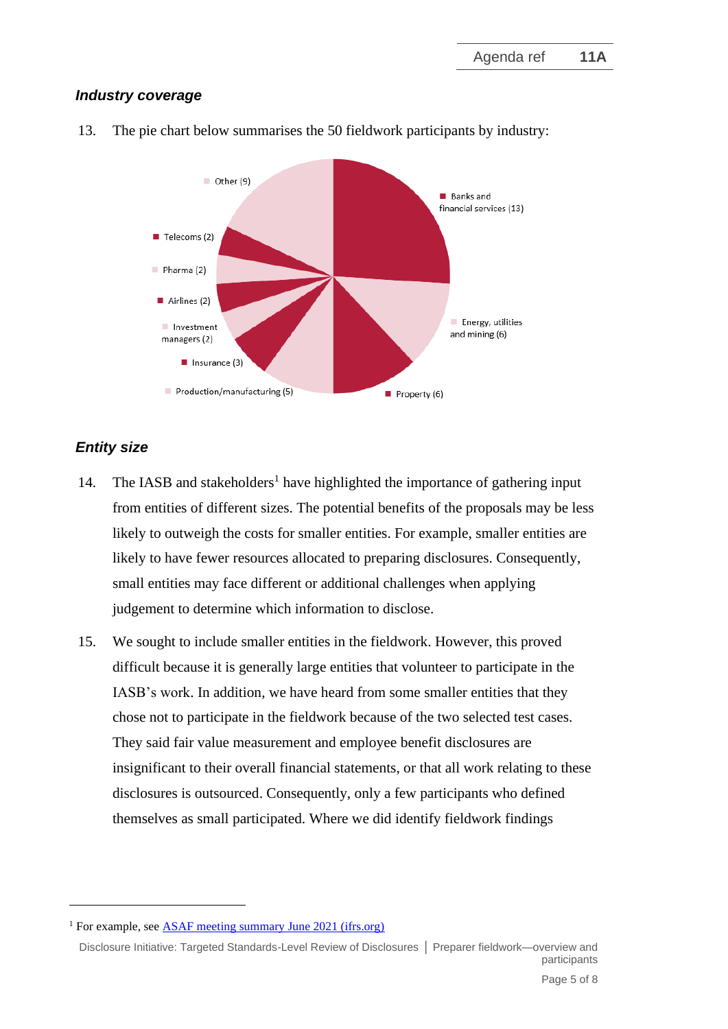### *Industry coverage*

13. The pie chart below summarises the 50 fieldwork participants by industry:

- Banks and financial services (13)
- Energy, utilities and mining (6)
- Property (6)
- Production/manufacturing (5)
- Insurance (3)
- Investment managers (2)
- Airlines (2)
- Pharma (2)
- Telecoms (2)
- Other (9)

### *Entity size*

14. The IASB and stakeholders[1] have highlighted the importance of gathering input from entities of different sizes. The potential benefits of the proposals may be less likely to outweigh the costs for smaller entities. For example, smaller entities are likely to have fewer resources allocated to preparing disclosures. Consequently, small entities may face different or additional challenges when applying judgement to determine which information to disclose.

15. We sought to include smaller entities in the fieldwork. However, this proved difficult because it is generally large entities that volunteer to participate in the IASB's work. In addition, we have heard from some smaller entities that they chose not to participate in the fieldwork because of the two selected test cases. They said fair value measurement and employee benefit disclosures are insignificant to their overall financial statements, or that all work relating to these disclosures is outsourced. Consequently, only a few participants who defined themselves as small participated. Where we did identify fieldwork findings

---

[1] For example, see [ASAF meeting summary June 2021 (ifrs.org)]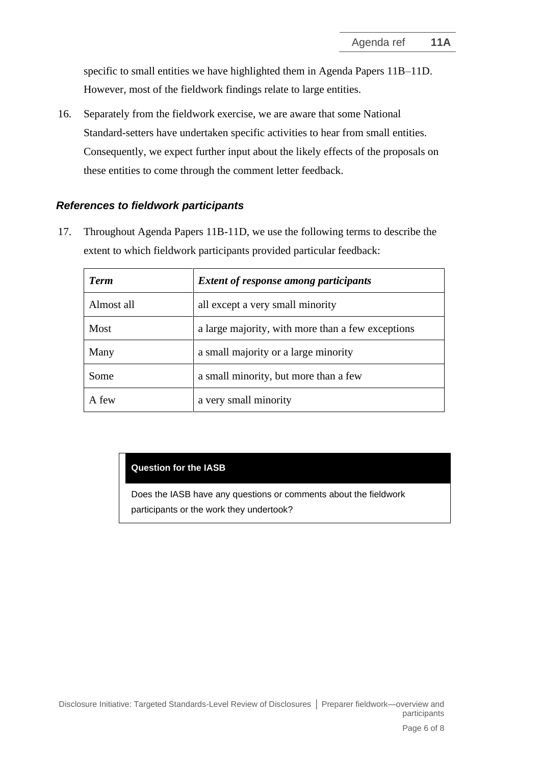specific to small entities we have highlighted them in Agenda Papers 11B–11D. However, most of the fieldwork findings relate to large entities.

16. Separately from the fieldwork exercise, we are aware that some National Standard-setters have undertaken specific activities to hear from small entities. Consequently, we expect further input about the likely effects of the proposals on these entities to come through the comment letter feedback.

### *References to fieldwork participants*

17. Throughout Agenda Papers 11B-11D, we use the following terms to describe the extent to which fieldwork participants provided particular feedback:

| *Term* | *Extent of response among participants* |
|---|---|
| Almost all | all except a very small minority |
| Most | a large majority, with more than a few exceptions |
| Many | a small majority or a large minority |
| Some | a small minority, but more than a few |
| A few | a very small minority |

**Question for the IASB**

Does the IASB have any questions or comments about the fieldwork participants or the work they undertook?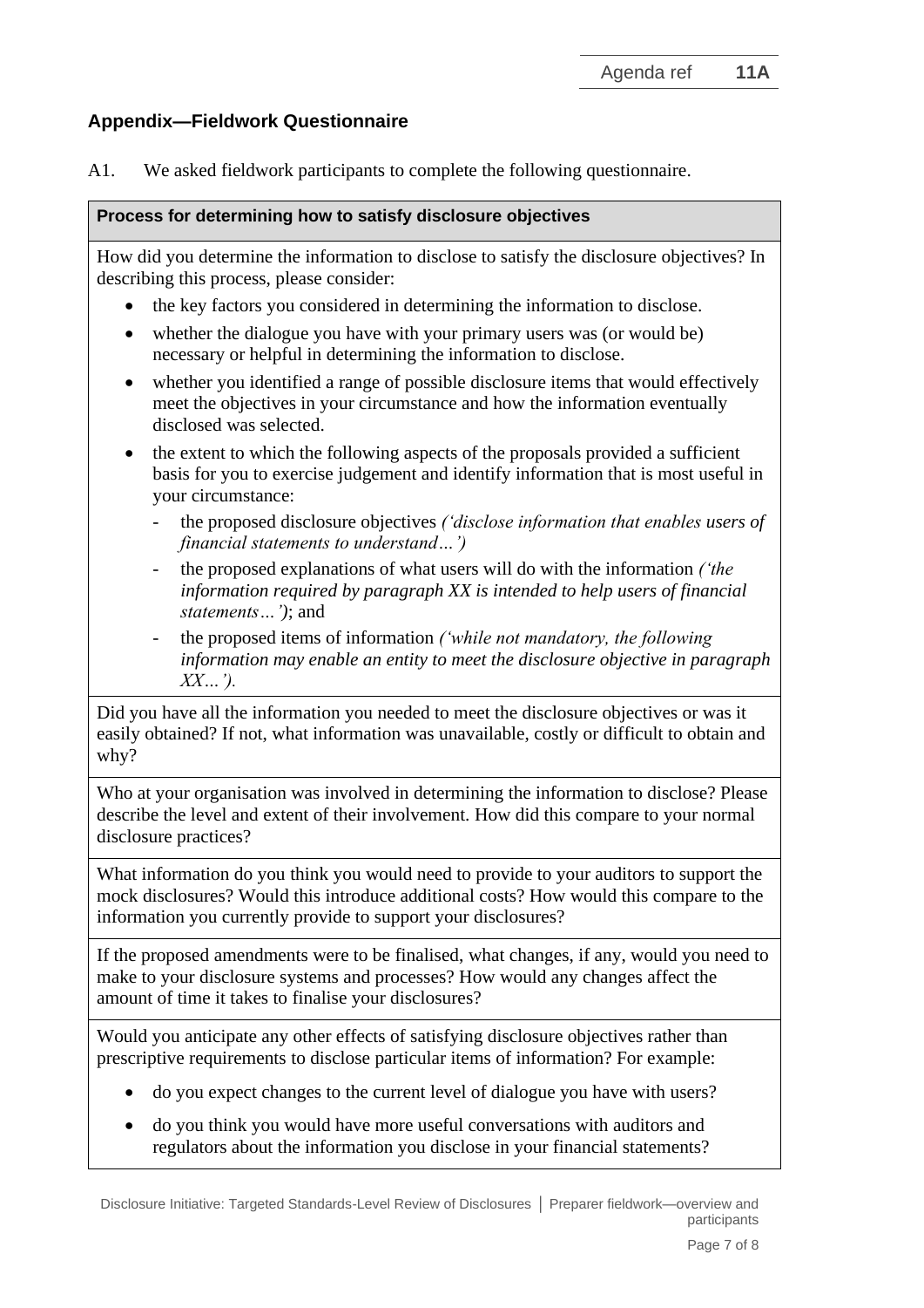## Appendix—Fieldwork Questionnaire

A1. We asked fieldwork participants to complete the following questionnaire.

**Process for determining how to satisfy disclosure objectives**

How did you determine the information to disclose to satisfy the disclosure objectives? In describing this process, please consider:

- the key factors you considered in determining the information to disclose.
- whether the dialogue you have with your primary users was (or would be) necessary or helpful in determining the information to disclose.
- whether you identified a range of possible disclosure items that would effectively meet the objectives in your circumstance and how the information eventually disclosed was selected.
- the extent to which the following aspects of the proposals provided a sufficient basis for you to exercise judgement and identify information that is most useful in your circumstance:
  - the proposed disclosure objectives *('disclose information that enables users of financial statements to understand…')*
  - the proposed explanations of what users will do with the information *('the information required by paragraph XX is intended to help users of financial statements…')*; and
  - the proposed items of information *('while not mandatory, the following information may enable an entity to meet the disclosure objective in paragraph XX…').*

Did you have all the information you needed to meet the disclosure objectives or was it easily obtained? If not, what information was unavailable, costly or difficult to obtain and why?

Who at your organisation was involved in determining the information to disclose? Please describe the level and extent of their involvement. How did this compare to your normal disclosure practices?

What information do you think you would need to provide to your auditors to support the mock disclosures? Would this introduce additional costs? How would this compare to the information you currently provide to support your disclosures?

If the proposed amendments were to be finalised, what changes, if any, would you need to make to your disclosure systems and processes? How would any changes affect the amount of time it takes to finalise your disclosures?

Would you anticipate any other effects of satisfying disclosure objectives rather than prescriptive requirements to disclose particular items of information? For example:

- do you expect changes to the current level of dialogue you have with users?
- do you think you would have more useful conversations with auditors and regulators about the information you disclose in your financial statements?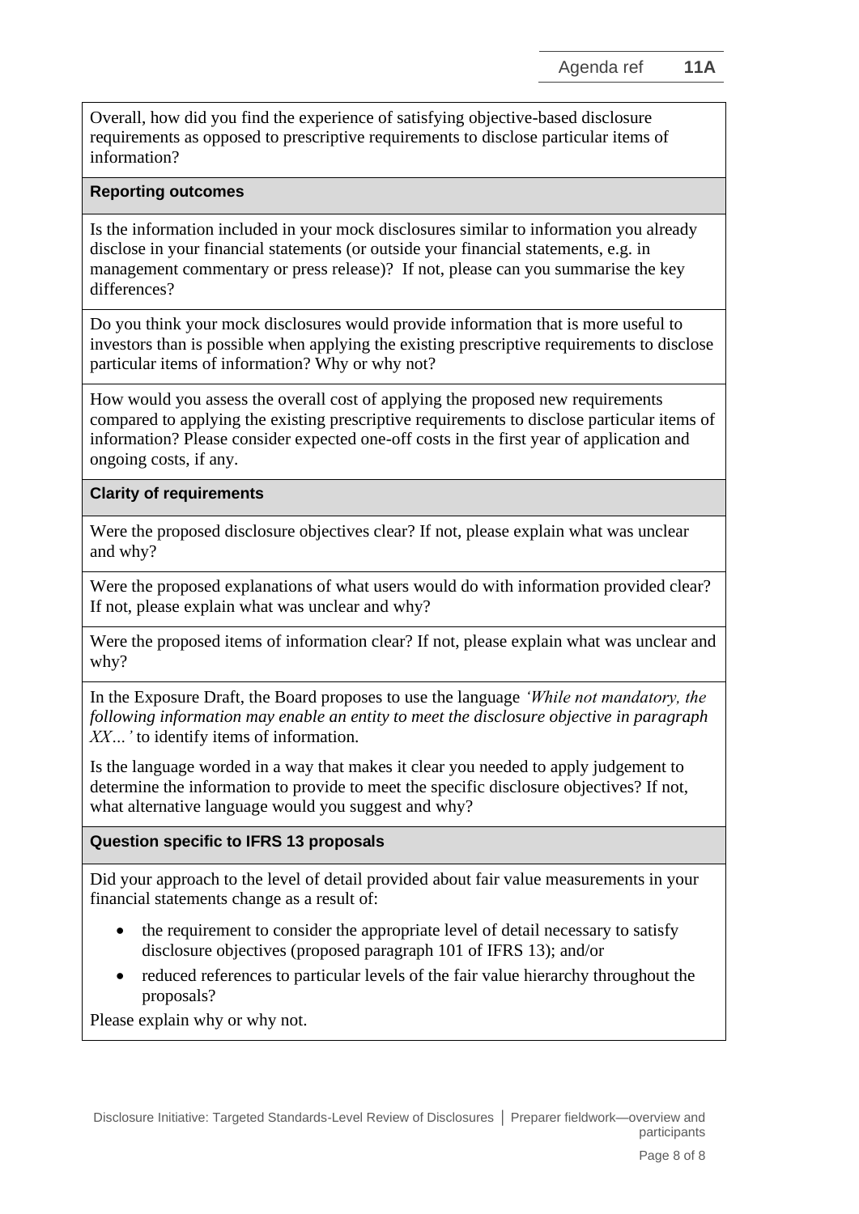| |
|---|
| Overall, how did you find the experience of satisfying objective-based disclosure requirements as opposed to prescriptive requirements to disclose particular items of information? |
| **Reporting outcomes** |
| Is the information included in your mock disclosures similar to information you already disclose in your financial statements (or outside your financial statements, e.g. in management commentary or press release)? If not, please can you summarise the key differences? |
| Do you think your mock disclosures would provide information that is more useful to investors than is possible when applying the existing prescriptive requirements to disclose particular items of information? Why or why not? |
| How would you assess the overall cost of applying the proposed new requirements compared to applying the existing prescriptive requirements to disclose particular items of information? Please consider expected one-off costs in the first year of application and ongoing costs, if any. |
| **Clarity of requirements** |
| Were the proposed disclosure objectives clear? If not, please explain what was unclear and why? |
| Were the proposed explanations of what users would do with information provided clear? If not, please explain what was unclear and why? |
| Were the proposed items of information clear? If not, please explain what was unclear and why? |
| In the Exposure Draft, the Board proposes to use the language *'While not mandatory, the following information may enable an entity to meet the disclosure objective in paragraph XX…'* to identify items of information. Is the language worded in a way that makes it clear you needed to apply judgement to determine the information to provide to meet the specific disclosure objectives? If not, what alternative language would you suggest and why? |
| **Question specific to IFRS 13 proposals** |
| Did your approach to the level of detail provided about fair value measurements in your financial statements change as a result of: <br>• the requirement to consider the appropriate level of detail necessary to satisfy disclosure objectives (proposed paragraph 101 of IFRS 13); and/or <br>• reduced references to particular levels of the fair value hierarchy throughout the proposals? <br>Please explain why or why not. |